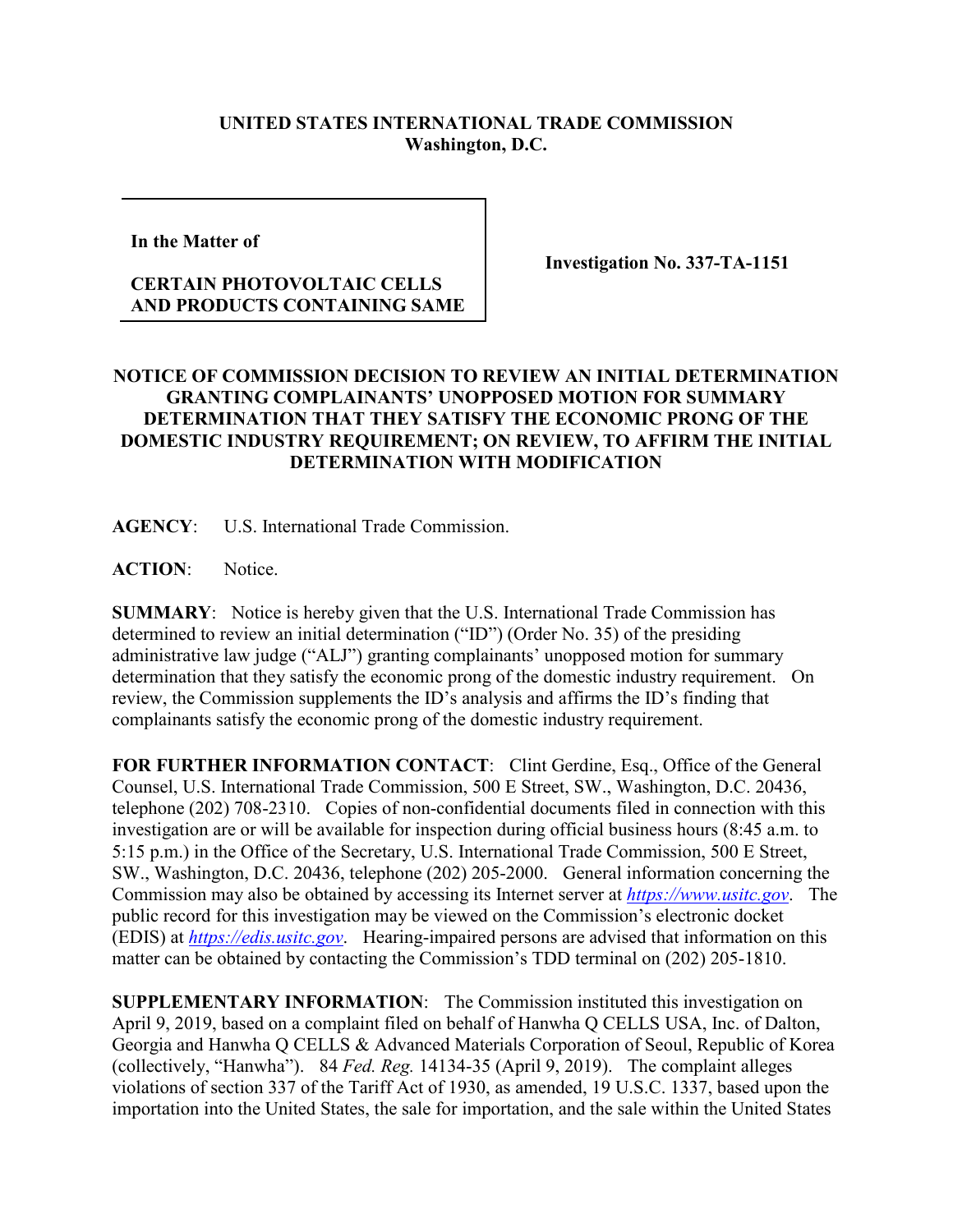**UNITED STATES INTERNATIONAL TRADE COMMISSION**
**Washington, D.C.**

**In the Matter of**

**CERTAIN PHOTOVOLTAIC CELLS AND PRODUCTS CONTAINING SAME**

**Investigation No. 337-TA-1151**

**NOTICE OF COMMISSION DECISION TO REVIEW AN INITIAL DETERMINATION GRANTING COMPLAINANTS' UNOPPOSED MOTION FOR SUMMARY DETERMINATION THAT THEY SATISFY THE ECONOMIC PRONG OF THE DOMESTIC INDUSTRY REQUIREMENT; ON REVIEW, TO AFFIRM THE INITIAL DETERMINATION WITH MODIFICATION**

**AGENCY**: U.S. International Trade Commission.

**ACTION**: Notice.

**SUMMARY**: Notice is hereby given that the U.S. International Trade Commission has determined to review an initial determination ("ID") (Order No. 35) of the presiding administrative law judge ("ALJ") granting complainants' unopposed motion for summary determination that they satisfy the economic prong of the domestic industry requirement. On review, the Commission supplements the ID's analysis and affirms the ID's finding that complainants satisfy the economic prong of the domestic industry requirement.

**FOR FURTHER INFORMATION CONTACT**: Clint Gerdine, Esq., Office of the General Counsel, U.S. International Trade Commission, 500 E Street, SW., Washington, D.C. 20436, telephone (202) 708-2310. Copies of non-confidential documents filed in connection with this investigation are or will be available for inspection during official business hours (8:45 a.m. to 5:15 p.m.) in the Office of the Secretary, U.S. International Trade Commission, 500 E Street, SW., Washington, D.C. 20436, telephone (202) 205-2000. General information concerning the Commission may also be obtained by accessing its Internet server at *https://www.usitc.gov*. The public record for this investigation may be viewed on the Commission's electronic docket (EDIS) at *https://edis.usitc.gov*. Hearing-impaired persons are advised that information on this matter can be obtained by contacting the Commission's TDD terminal on (202) 205-1810.

**SUPPLEMENTARY INFORMATION**: The Commission instituted this investigation on April 9, 2019, based on a complaint filed on behalf of Hanwha Q CELLS USA, Inc. of Dalton, Georgia and Hanwha Q CELLS & Advanced Materials Corporation of Seoul, Republic of Korea (collectively, "Hanwha"). 84 *Fed. Reg.* 14134-35 (April 9, 2019). The complaint alleges violations of section 337 of the Tariff Act of 1930, as amended, 19 U.S.C. 1337, based upon the importation into the United States, the sale for importation, and the sale within the United States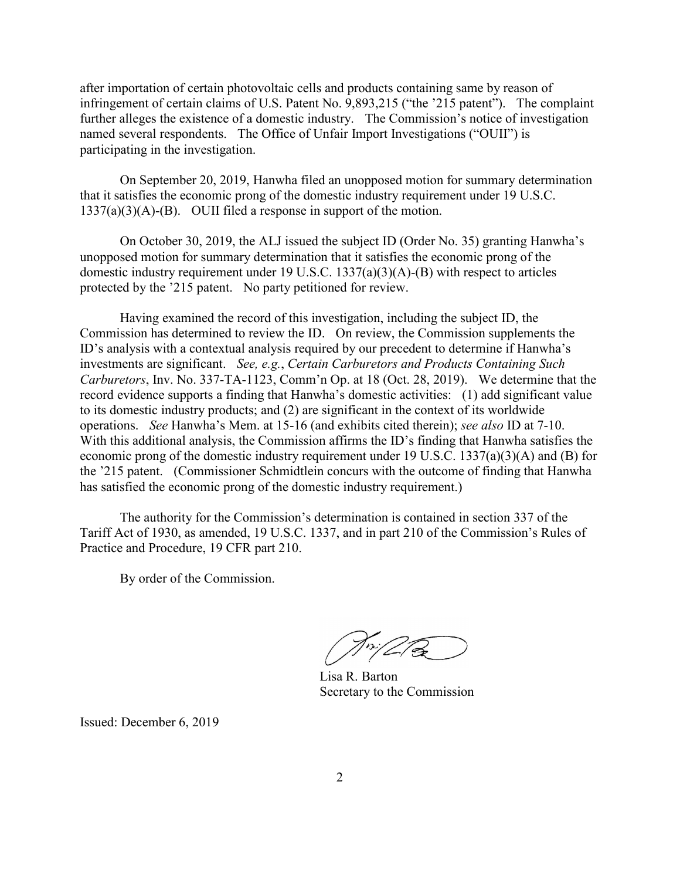after importation of certain photovoltaic cells and products containing same by reason of infringement of certain claims of U.S. Patent No. 9,893,215 ("the '215 patent"). The complaint further alleges the existence of a domestic industry. The Commission's notice of investigation named several respondents. The Office of Unfair Import Investigations ("OUII") is participating in the investigation.

On September 20, 2019, Hanwha filed an unopposed motion for summary determination that it satisfies the economic prong of the domestic industry requirement under 19 U.S.C. 1337(a)(3)(A)-(B). OUII filed a response in support of the motion.

On October 30, 2019, the ALJ issued the subject ID (Order No. 35) granting Hanwha's unopposed motion for summary determination that it satisfies the economic prong of the domestic industry requirement under 19 U.S.C. 1337(a)(3)(A)-(B) with respect to articles protected by the '215 patent. No party petitioned for review.

Having examined the record of this investigation, including the subject ID, the Commission has determined to review the ID. On review, the Commission supplements the ID's analysis with a contextual analysis required by our precedent to determine if Hanwha's investments are significant. *See, e.g.*, *Certain Carburetors and Products Containing Such Carburetors*, Inv. No. 337-TA-1123, Comm'n Op. at 18 (Oct. 28, 2019). We determine that the record evidence supports a finding that Hanwha's domestic activities: (1) add significant value to its domestic industry products; and (2) are significant in the context of its worldwide operations. *See* Hanwha's Mem. at 15-16 (and exhibits cited therein); *see also* ID at 7-10. With this additional analysis, the Commission affirms the ID's finding that Hanwha satisfies the economic prong of the domestic industry requirement under 19 U.S.C. 1337(a)(3)(A) and (B) for the '215 patent. (Commissioner Schmidtlein concurs with the outcome of finding that Hanwha has satisfied the economic prong of the domestic industry requirement.)

The authority for the Commission's determination is contained in section 337 of the Tariff Act of 1930, as amended, 19 U.S.C. 1337, and in part 210 of the Commission's Rules of Practice and Procedure, 19 CFR part 210.

By order of the Commission.

Lisa R. Barton
Secretary to the Commission

Issued: December 6, 2019